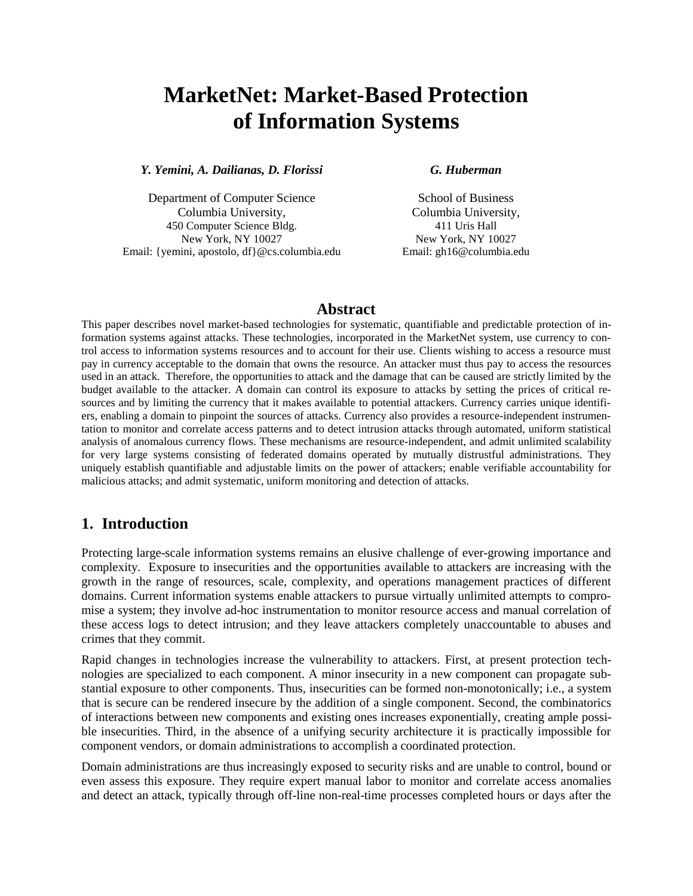# MarketNet: Market-Based Protection of Information Systems

***Y. Yemini, A. Dailianas, D. Florissi***

Department of Computer Science
Columbia University,
450 Computer Science Bldg.
New York, NY 10027
Email: {yemini, apostolo, df}@cs.columbia.edu

***G. Huberman***

School of Business
Columbia University,
411 Uris Hall
New York, NY 10027
Email: gh16@columbia.edu

## Abstract

This paper describes novel market-based technologies for systematic, quantifiable and predictable protection of information systems against attacks. These technologies, incorporated in the MarketNet system, use currency to control access to information systems resources and to account for their use. Clients wishing to access a resource must pay in currency acceptable to the domain that owns the resource. An attacker must thus pay to access the resources used in an attack. Therefore, the opportunities to attack and the damage that can be caused are strictly limited by the budget available to the attacker. A domain can control its exposure to attacks by setting the prices of critical resources and by limiting the currency that it makes available to potential attackers. Currency carries unique identifiers, enabling a domain to pinpoint the sources of attacks. Currency also provides a resource-independent instrumentation to monitor and correlate access patterns and to detect intrusion attacks through automated, uniform statistical analysis of anomalous currency flows. These mechanisms are resource-independent, and admit unlimited scalability for very large systems consisting of federated domains operated by mutually distrustful administrations. They uniquely establish quantifiable and adjustable limits on the power of attackers; enable verifiable accountability for malicious attacks; and admit systematic, uniform monitoring and detection of attacks.

## 1. Introduction

Protecting large-scale information systems remains an elusive challenge of ever-growing importance and complexity. Exposure to insecurities and the opportunities available to attackers are increasing with the growth in the range of resources, scale, complexity, and operations management practices of different domains. Current information systems enable attackers to pursue virtually unlimited attempts to compromise a system; they involve ad-hoc instrumentation to monitor resource access and manual correlation of these access logs to detect intrusion; and they leave attackers completely unaccountable to abuses and crimes that they commit.

Rapid changes in technologies increase the vulnerability to attackers. First, at present protection technologies are specialized to each component. A minor insecurity in a new component can propagate substantial exposure to other components. Thus, insecurities can be formed non-monotonically; i.e., a system that is secure can be rendered insecure by the addition of a single component. Second, the combinatorics of interactions between new components and existing ones increases exponentially, creating ample possible insecurities. Third, in the absence of a unifying security architecture it is practically impossible for component vendors, or domain administrations to accomplish a coordinated protection.

Domain administrations are thus increasingly exposed to security risks and are unable to control, bound or even assess this exposure. They require expert manual labor to monitor and correlate access anomalies and detect an attack, typically through off-line non-real-time processes completed hours or days after the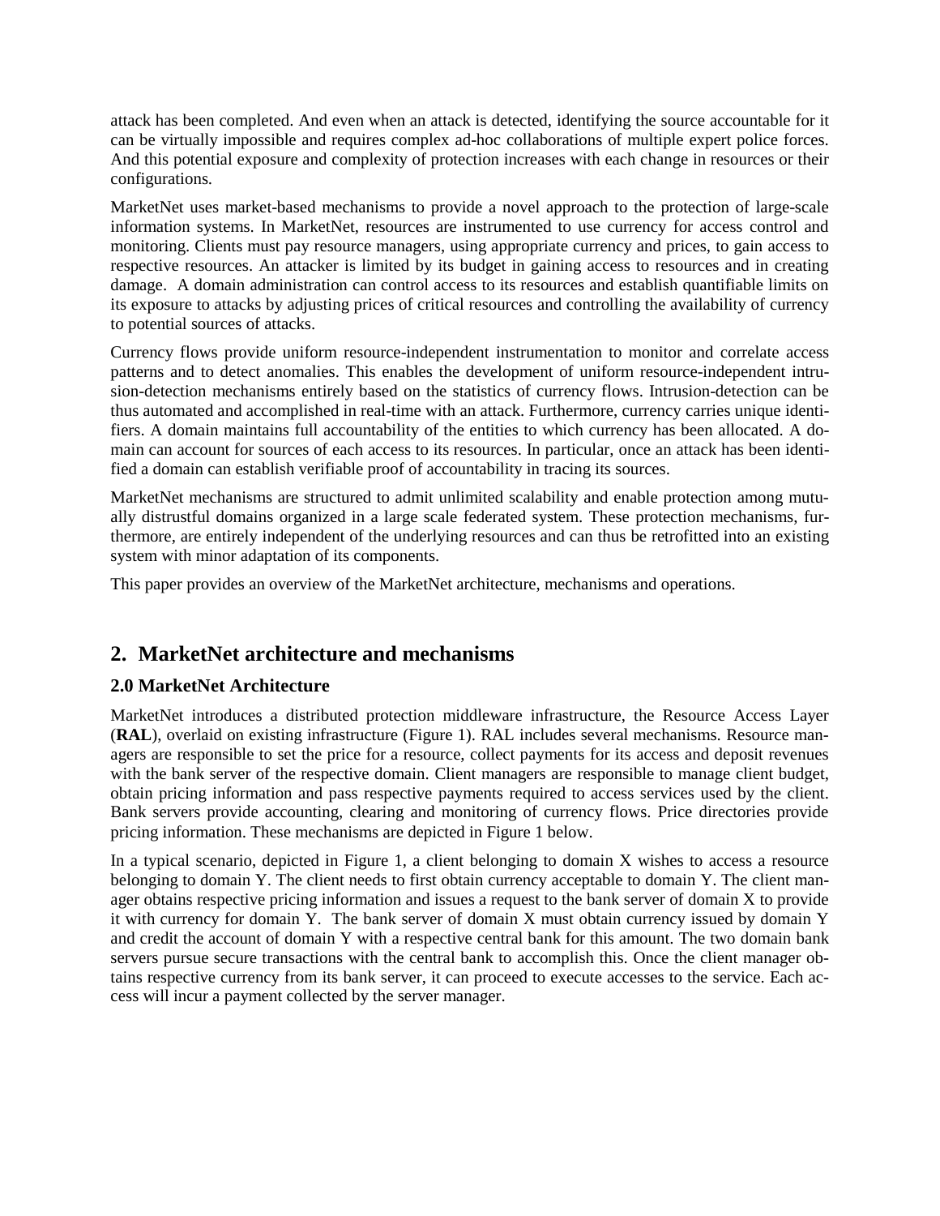attack has been completed. And even when an attack is detected, identifying the source accountable for it can be virtually impossible and requires complex ad-hoc collaborations of multiple expert police forces. And this potential exposure and complexity of protection increases with each change in resources or their configurations.

MarketNet uses market-based mechanisms to provide a novel approach to the protection of large-scale information systems. In MarketNet, resources are instrumented to use currency for access control and monitoring. Clients must pay resource managers, using appropriate currency and prices, to gain access to respective resources. An attacker is limited by its budget in gaining access to resources and in creating damage. A domain administration can control access to its resources and establish quantifiable limits on its exposure to attacks by adjusting prices of critical resources and controlling the availability of currency to potential sources of attacks.

Currency flows provide uniform resource-independent instrumentation to monitor and correlate access patterns and to detect anomalies. This enables the development of uniform resource-independent intrusion-detection mechanisms entirely based on the statistics of currency flows. Intrusion-detection can be thus automated and accomplished in real-time with an attack. Furthermore, currency carries unique identifiers. A domain maintains full accountability of the entities to which currency has been allocated. A domain can account for sources of each access to its resources. In particular, once an attack has been identified a domain can establish verifiable proof of accountability in tracing its sources.

MarketNet mechanisms are structured to admit unlimited scalability and enable protection among mutually distrustful domains organized in a large scale federated system. These protection mechanisms, furthermore, are entirely independent of the underlying resources and can thus be retrofitted into an existing system with minor adaptation of its components.

This paper provides an overview of the MarketNet architecture, mechanisms and operations.

## 2. MarketNet architecture and mechanisms

### 2.0 MarketNet Architecture

MarketNet introduces a distributed protection middleware infrastructure, the Resource Access Layer (**RAL**), overlaid on existing infrastructure (Figure 1). RAL includes several mechanisms. Resource managers are responsible to set the price for a resource, collect payments for its access and deposit revenues with the bank server of the respective domain. Client managers are responsible to manage client budget, obtain pricing information and pass respective payments required to access services used by the client. Bank servers provide accounting, clearing and monitoring of currency flows. Price directories provide pricing information. These mechanisms are depicted in Figure 1 below.

In a typical scenario, depicted in Figure 1, a client belonging to domain X wishes to access a resource belonging to domain Y. The client needs to first obtain currency acceptable to domain Y. The client manager obtains respective pricing information and issues a request to the bank server of domain X to provide it with currency for domain Y. The bank server of domain X must obtain currency issued by domain Y and credit the account of domain Y with a respective central bank for this amount. The two domain bank servers pursue secure transactions with the central bank to accomplish this. Once the client manager obtains respective currency from its bank server, it can proceed to execute accesses to the service. Each access will incur a payment collected by the server manager.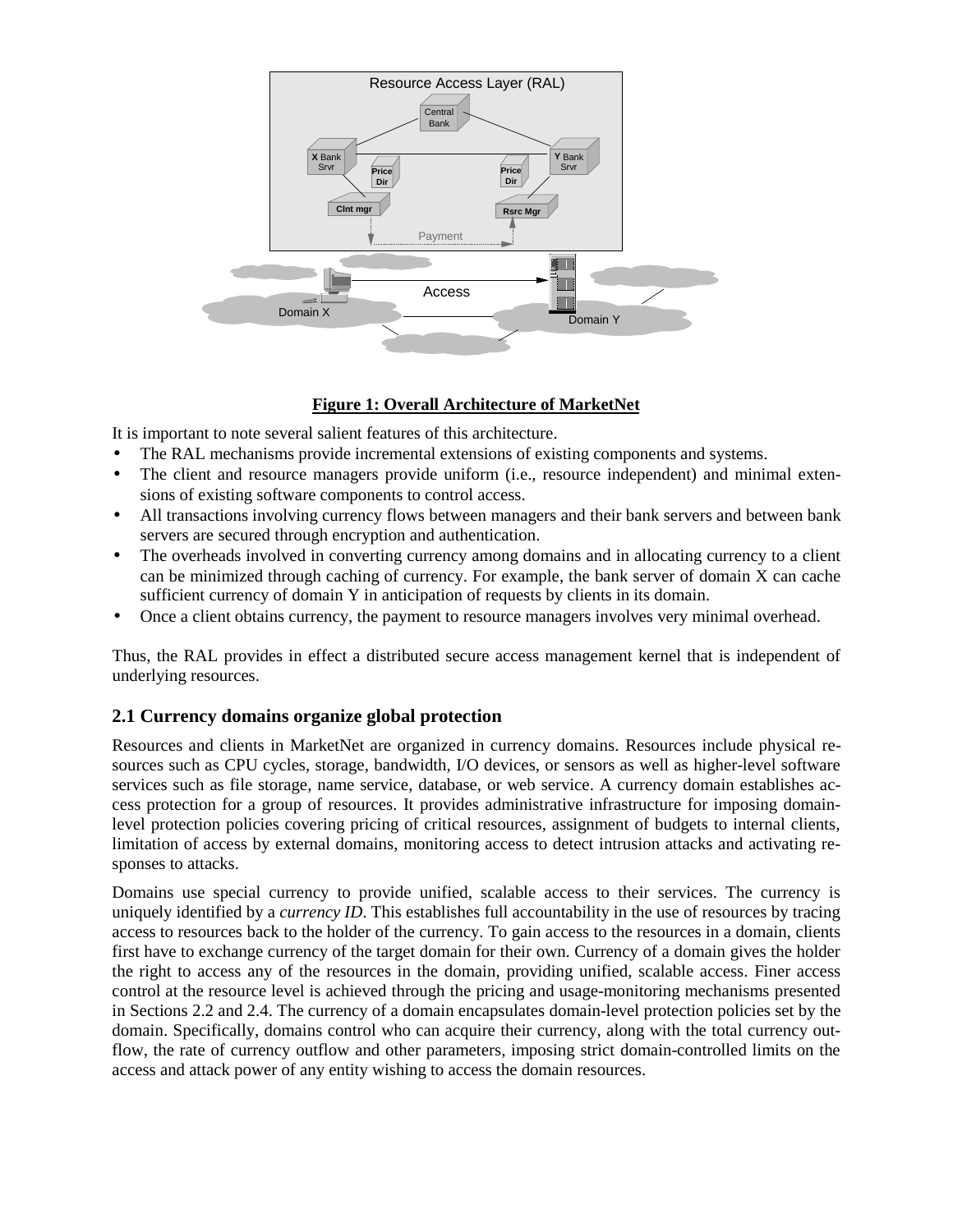**Figure 1: Overall Architecture of MarketNet**

It is important to note several salient features of this architecture.

- The RAL mechanisms provide incremental extensions of existing components and systems.
- The client and resource managers provide uniform (i.e., resource independent) and minimal extensions of existing software components to control access.
- All transactions involving currency flows between managers and their bank servers and between bank servers are secured through encryption and authentication.
- The overheads involved in converting currency among domains and in allocating currency to a client can be minimized through caching of currency. For example, the bank server of domain X can cache sufficient currency of domain Y in anticipation of requests by clients in its domain.
- Once a client obtains currency, the payment to resource managers involves very minimal overhead.

Thus, the RAL provides in effect a distributed secure access management kernel that is independent of underlying resources.

## 2.1 Currency domains organize global protection

Resources and clients in MarketNet are organized in currency domains. Resources include physical resources such as CPU cycles, storage, bandwidth, I/O devices, or sensors as well as higher-level software services such as file storage, name service, database, or web service. A currency domain establishes access protection for a group of resources. It provides administrative infrastructure for imposing domain-level protection policies covering pricing of critical resources, assignment of budgets to internal clients, limitation of access by external domains, monitoring access to detect intrusion attacks and activating responses to attacks.

Domains use special currency to provide unified, scalable access to their services. The currency is uniquely identified by a *currency ID*. This establishes full accountability in the use of resources by tracing access to resources back to the holder of the currency. To gain access to the resources in a domain, clients first have to exchange currency of the target domain for their own. Currency of a domain gives the holder the right to access any of the resources in the domain, providing unified, scalable access. Finer access control at the resource level is achieved through the pricing and usage-monitoring mechanisms presented in Sections 2.2 and 2.4. The currency of a domain encapsulates domain-level protection policies set by the domain. Specifically, domains control who can acquire their currency, along with the total currency outflow, the rate of currency outflow and other parameters, imposing strict domain-controlled limits on the access and attack power of any entity wishing to access the domain resources.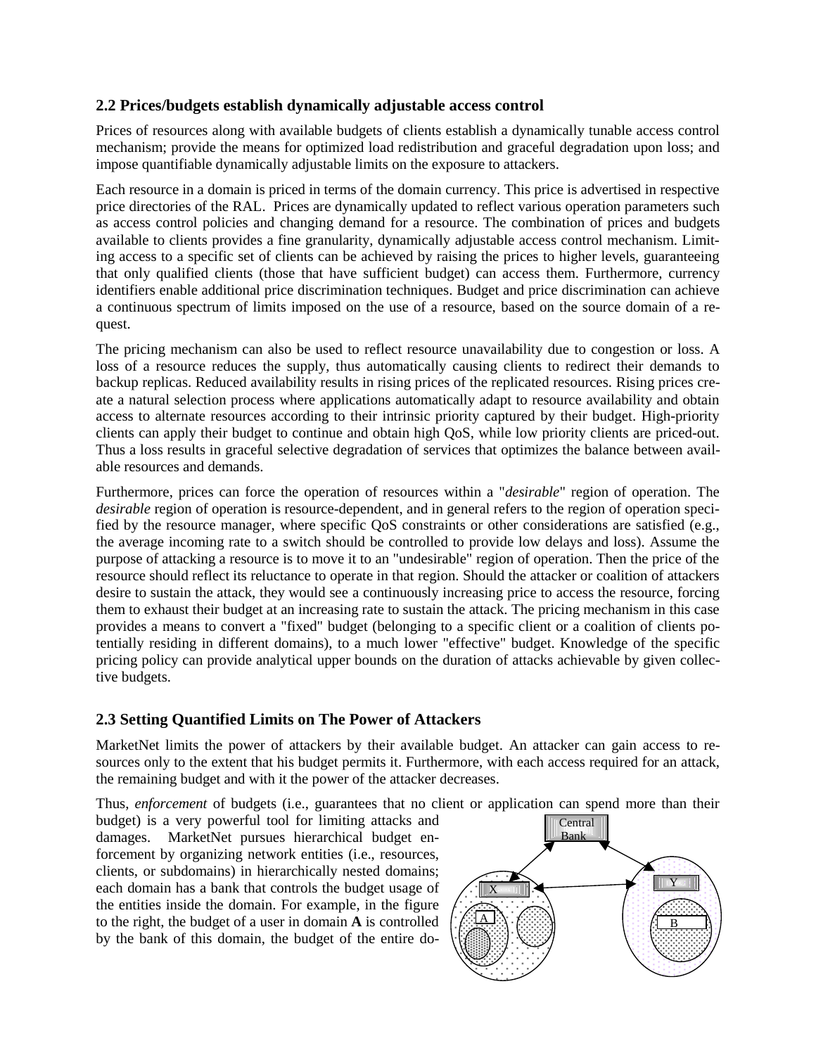## 2.2 Prices/budgets establish dynamically adjustable access control

Prices of resources along with available budgets of clients establish a dynamically tunable access control mechanism; provide the means for optimized load redistribution and graceful degradation upon loss; and impose quantifiable dynamically adjustable limits on the exposure to attackers.

Each resource in a domain is priced in terms of the domain currency. This price is advertised in respective price directories of the RAL. Prices are dynamically updated to reflect various operation parameters such as access control policies and changing demand for a resource. The combination of prices and budgets available to clients provides a fine granularity, dynamically adjustable access control mechanism. Limiting access to a specific set of clients can be achieved by raising the prices to higher levels, guaranteeing that only qualified clients (those that have sufficient budget) can access them. Furthermore, currency identifiers enable additional price discrimination techniques. Budget and price discrimination can achieve a continuous spectrum of limits imposed on the use of a resource, based on the source domain of a request.

The pricing mechanism can also be used to reflect resource unavailability due to congestion or loss. A loss of a resource reduces the supply, thus automatically causing clients to redirect their demands to backup replicas. Reduced availability results in rising prices of the replicated resources. Rising prices create a natural selection process where applications automatically adapt to resource availability and obtain access to alternate resources according to their intrinsic priority captured by their budget. High-priority clients can apply their budget to continue and obtain high QoS, while low priority clients are priced-out. Thus a loss results in graceful selective degradation of services that optimizes the balance between available resources and demands.

Furthermore, prices can force the operation of resources within a "*desirable*" region of operation. The *desirable* region of operation is resource-dependent, and in general refers to the region of operation specified by the resource manager, where specific QoS constraints or other considerations are satisfied (e.g., the average incoming rate to a switch should be controlled to provide low delays and loss). Assume the purpose of attacking a resource is to move it to an "undesirable" region of operation. Then the price of the resource should reflect its reluctance to operate in that region. Should the attacker or coalition of attackers desire to sustain the attack, they would see a continuously increasing price to access the resource, forcing them to exhaust their budget at an increasing rate to sustain the attack. The pricing mechanism in this case provides a means to convert a "fixed" budget (belonging to a specific client or a coalition of clients potentially residing in different domains), to a much lower "effective" budget. Knowledge of the specific pricing policy can provide analytical upper bounds on the duration of attacks achievable by given collective budgets.

## 2.3 Setting Quantified Limits on The Power of Attackers

MarketNet limits the power of attackers by their available budget. An attacker can gain access to resources only to the extent that his budget permits it. Furthermore, with each access required for an attack, the remaining budget and with it the power of the attacker decreases.

Thus, *enforcement* of budgets (i.e., guarantees that no client or application can spend more than their budget) is a very powerful tool for limiting attacks and damages. MarketNet pursues hierarchical budget enforcement by organizing network entities (i.e., resources, clients, or subdomains) in hierarchically nested domains; each domain has a bank that controls the budget usage of the entities inside the domain. For example, in the figure to the right, the budget of a user in domain **A** is controlled by the bank of this domain, the budget of the entire do-

Central Bank

X

Y

A

B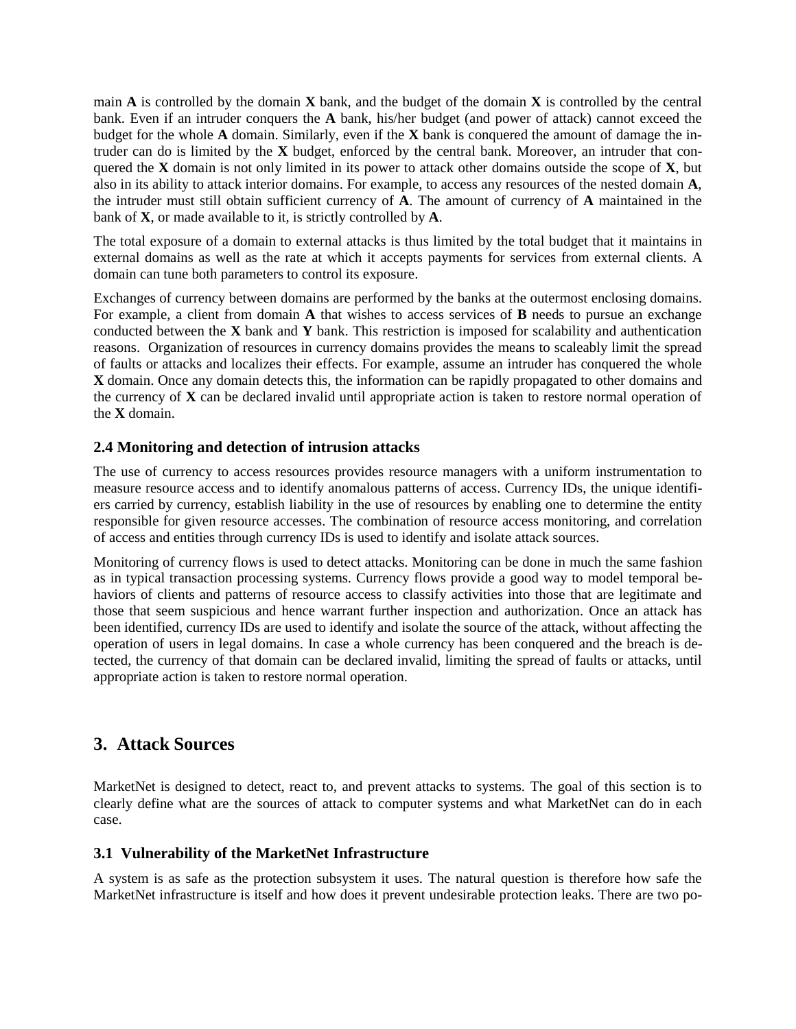main **A** is controlled by the domain **X** bank, and the budget of the domain **X** is controlled by the central bank. Even if an intruder conquers the **A** bank, his/her budget (and power of attack) cannot exceed the budget for the whole **A** domain. Similarly, even if the **X** bank is conquered the amount of damage the intruder can do is limited by the **X** budget, enforced by the central bank. Moreover, an intruder that conquered the **X** domain is not only limited in its power to attack other domains outside the scope of **X**, but also in its ability to attack interior domains. For example, to access any resources of the nested domain **A**, the intruder must still obtain sufficient currency of **A**. The amount of currency of **A** maintained in the bank of **X**, or made available to it, is strictly controlled by **A**.

The total exposure of a domain to external attacks is thus limited by the total budget that it maintains in external domains as well as the rate at which it accepts payments for services from external clients. A domain can tune both parameters to control its exposure.

Exchanges of currency between domains are performed by the banks at the outermost enclosing domains. For example, a client from domain **A** that wishes to access services of **B** needs to pursue an exchange conducted between the **X** bank and **Y** bank. This restriction is imposed for scalability and authentication reasons. Organization of resources in currency domains provides the means to scaleably limit the spread of faults or attacks and localizes their effects. For example, assume an intruder has conquered the whole **X** domain. Once any domain detects this, the information can be rapidly propagated to other domains and the currency of **X** can be declared invalid until appropriate action is taken to restore normal operation of the **X** domain.

### 2.4 Monitoring and detection of intrusion attacks

The use of currency to access resources provides resource managers with a uniform instrumentation to measure resource access and to identify anomalous patterns of access. Currency IDs, the unique identifiers carried by currency, establish liability in the use of resources by enabling one to determine the entity responsible for given resource accesses. The combination of resource access monitoring, and correlation of access and entities through currency IDs is used to identify and isolate attack sources.

Monitoring of currency flows is used to detect attacks. Monitoring can be done in much the same fashion as in typical transaction processing systems. Currency flows provide a good way to model temporal behaviors of clients and patterns of resource access to classify activities into those that are legitimate and those that seem suspicious and hence warrant further inspection and authorization. Once an attack has been identified, currency IDs are used to identify and isolate the source of the attack, without affecting the operation of users in legal domains. In case a whole currency has been conquered and the breach is detected, the currency of that domain can be declared invalid, limiting the spread of faults or attacks, until appropriate action is taken to restore normal operation.

## 3. Attack Sources

MarketNet is designed to detect, react to, and prevent attacks to systems. The goal of this section is to clearly define what are the sources of attack to computer systems and what MarketNet can do in each case.

### 3.1 Vulnerability of the MarketNet Infrastructure

A system is as safe as the protection subsystem it uses. The natural question is therefore how safe the MarketNet infrastructure is itself and how does it prevent undesirable protection leaks. There are two po-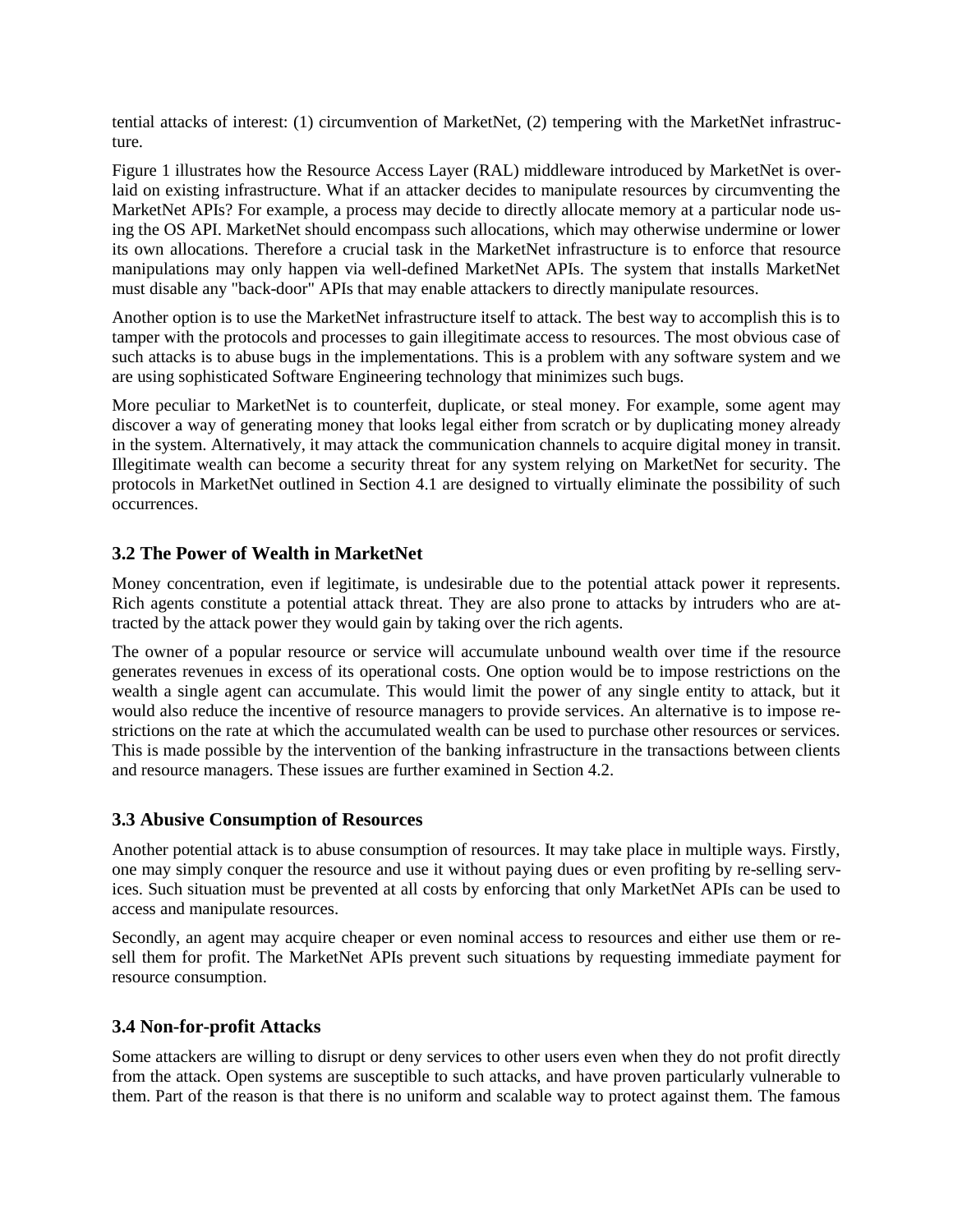tential attacks of interest: (1) circumvention of MarketNet, (2) tempering with the MarketNet infrastructure.

Figure 1 illustrates how the Resource Access Layer (RAL) middleware introduced by MarketNet is overlaid on existing infrastructure. What if an attacker decides to manipulate resources by circumventing the MarketNet APIs? For example, a process may decide to directly allocate memory at a particular node using the OS API. MarketNet should encompass such allocations, which may otherwise undermine or lower its own allocations. Therefore a crucial task in the MarketNet infrastructure is to enforce that resource manipulations may only happen via well-defined MarketNet APIs. The system that installs MarketNet must disable any "back-door" APIs that may enable attackers to directly manipulate resources.

Another option is to use the MarketNet infrastructure itself to attack. The best way to accomplish this is to tamper with the protocols and processes to gain illegitimate access to resources. The most obvious case of such attacks is to abuse bugs in the implementations. This is a problem with any software system and we are using sophisticated Software Engineering technology that minimizes such bugs.

More peculiar to MarketNet is to counterfeit, duplicate, or steal money. For example, some agent may discover a way of generating money that looks legal either from scratch or by duplicating money already in the system. Alternatively, it may attack the communication channels to acquire digital money in transit. Illegitimate wealth can become a security threat for any system relying on MarketNet for security. The protocols in MarketNet outlined in Section 4.1 are designed to virtually eliminate the possibility of such occurrences.

### 3.2 The Power of Wealth in MarketNet

Money concentration, even if legitimate, is undesirable due to the potential attack power it represents. Rich agents constitute a potential attack threat. They are also prone to attacks by intruders who are attracted by the attack power they would gain by taking over the rich agents.

The owner of a popular resource or service will accumulate unbound wealth over time if the resource generates revenues in excess of its operational costs. One option would be to impose restrictions on the wealth a single agent can accumulate. This would limit the power of any single entity to attack, but it would also reduce the incentive of resource managers to provide services. An alternative is to impose restrictions on the rate at which the accumulated wealth can be used to purchase other resources or services. This is made possible by the intervention of the banking infrastructure in the transactions between clients and resource managers. These issues are further examined in Section 4.2.

### 3.3 Abusive Consumption of Resources

Another potential attack is to abuse consumption of resources. It may take place in multiple ways. Firstly, one may simply conquer the resource and use it without paying dues or even profiting by re-selling services. Such situation must be prevented at all costs by enforcing that only MarketNet APIs can be used to access and manipulate resources.

Secondly, an agent may acquire cheaper or even nominal access to resources and either use them or resell them for profit. The MarketNet APIs prevent such situations by requesting immediate payment for resource consumption.

### 3.4 Non-for-profit Attacks

Some attackers are willing to disrupt or deny services to other users even when they do not profit directly from the attack. Open systems are susceptible to such attacks, and have proven particularly vulnerable to them. Part of the reason is that there is no uniform and scalable way to protect against them. The famous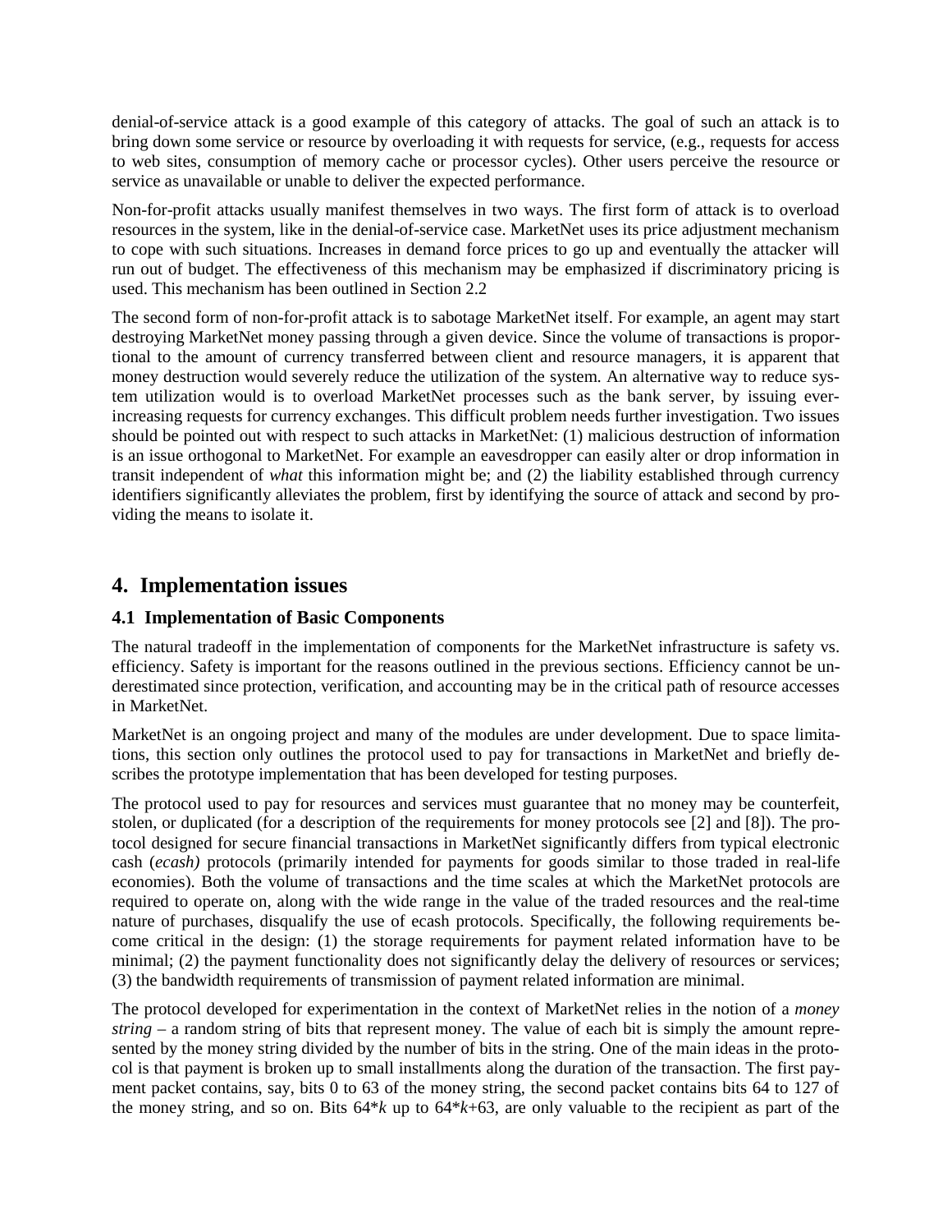denial-of-service attack is a good example of this category of attacks. The goal of such an attack is to bring down some service or resource by overloading it with requests for service, (e.g., requests for access to web sites, consumption of memory cache or processor cycles). Other users perceive the resource or service as unavailable or unable to deliver the expected performance.

Non-for-profit attacks usually manifest themselves in two ways. The first form of attack is to overload resources in the system, like in the denial-of-service case. MarketNet uses its price adjustment mechanism to cope with such situations. Increases in demand force prices to go up and eventually the attacker will run out of budget. The effectiveness of this mechanism may be emphasized if discriminatory pricing is used. This mechanism has been outlined in Section 2.2

The second form of non-for-profit attack is to sabotage MarketNet itself. For example, an agent may start destroying MarketNet money passing through a given device. Since the volume of transactions is proportional to the amount of currency transferred between client and resource managers, it is apparent that money destruction would severely reduce the utilization of the system. An alternative way to reduce system utilization would is to overload MarketNet processes such as the bank server, by issuing ever-increasing requests for currency exchanges. This difficult problem needs further investigation. Two issues should be pointed out with respect to such attacks in MarketNet: (1) malicious destruction of information is an issue orthogonal to MarketNet. For example an eavesdropper can easily alter or drop information in transit independent of *what* this information might be; and (2) the liability established through currency identifiers significantly alleviates the problem, first by identifying the source of attack and second by providing the means to isolate it.

## 4. Implementation issues

### 4.1 Implementation of Basic Components

The natural tradeoff in the implementation of components for the MarketNet infrastructure is safety vs. efficiency. Safety is important for the reasons outlined in the previous sections. Efficiency cannot be underestimated since protection, verification, and accounting may be in the critical path of resource accesses in MarketNet.

MarketNet is an ongoing project and many of the modules are under development. Due to space limitations, this section only outlines the protocol used to pay for transactions in MarketNet and briefly describes the prototype implementation that has been developed for testing purposes.

The protocol used to pay for resources and services must guarantee that no money may be counterfeit, stolen, or duplicated (for a description of the requirements for money protocols see [2] and [8]). The protocol designed for secure financial transactions in MarketNet significantly differs from typical electronic cash (*ecash)* protocols (primarily intended for payments for goods similar to those traded in real-life economies). Both the volume of transactions and the time scales at which the MarketNet protocols are required to operate on, along with the wide range in the value of the traded resources and the real-time nature of purchases, disqualify the use of ecash protocols. Specifically, the following requirements become critical in the design: (1) the storage requirements for payment related information have to be minimal; (2) the payment functionality does not significantly delay the delivery of resources or services; (3) the bandwidth requirements of transmission of payment related information are minimal.

The protocol developed for experimentation in the context of MarketNet relies in the notion of a *money string* – a random string of bits that represent money. The value of each bit is simply the amount represented by the money string divided by the number of bits in the string. One of the main ideas in the protocol is that payment is broken up to small installments along the duration of the transaction. The first payment packet contains, say, bits 0 to 63 of the money string, the second packet contains bits 64 to 127 of the money string, and so on. Bits $64*k$ up to $64*k+63$, are only valuable to the recipient as part of the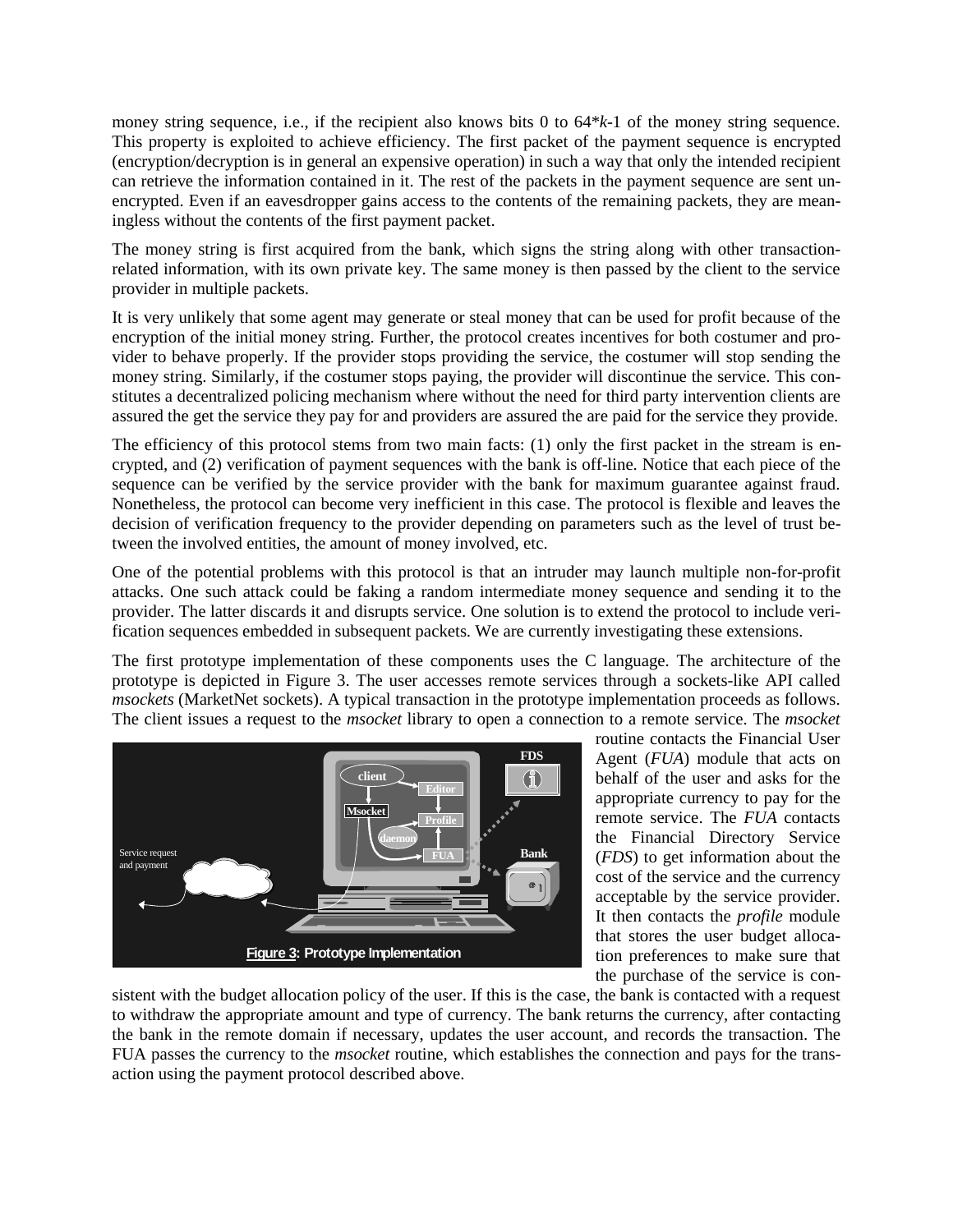money string sequence, i.e., if the recipient also knows bits 0 to 64\*$k$-1 of the money string sequence. This property is exploited to achieve efficiency. The first packet of the payment sequence is encrypted (encryption/decryption is in general an expensive operation) in such a way that only the intended recipient can retrieve the information contained in it. The rest of the packets in the payment sequence are sent unencrypted. Even if an eavesdropper gains access to the contents of the remaining packets, they are meaningless without the contents of the first payment packet.

The money string is first acquired from the bank, which signs the string along with other transaction-related information, with its own private key. The same money is then passed by the client to the service provider in multiple packets.

It is very unlikely that some agent may generate or steal money that can be used for profit because of the encryption of the initial money string. Further, the protocol creates incentives for both costumer and provider to behave properly. If the provider stops providing the service, the costumer will stop sending the money string. Similarly, if the costumer stops paying, the provider will discontinue the service. This constitutes a decentralized policing mechanism where without the need for third party intervention clients are assured the get the service they pay for and providers are assured the are paid for the service they provide.

The efficiency of this protocol stems from two main facts: (1) only the first packet in the stream is encrypted, and (2) verification of payment sequences with the bank is off-line. Notice that each piece of the sequence can be verified by the service provider with the bank for maximum guarantee against fraud. Nonetheless, the protocol can become very inefficient in this case. The protocol is flexible and leaves the decision of verification frequency to the provider depending on parameters such as the level of trust between the involved entities, the amount of money involved, etc.

One of the potential problems with this protocol is that an intruder may launch multiple non-for-profit attacks. One such attack could be faking a random intermediate money sequence and sending it to the provider. The latter discards it and disrupts service. One solution is to extend the protocol to include verification sequences embedded in subsequent packets. We are currently investigating these extensions.

The first prototype implementation of these components uses the C language. The architecture of the prototype is depicted in Figure 3. The user accesses remote services through a sockets-like API called *msockets* (MarketNet sockets). A typical transaction in the prototype implementation proceeds as follows. The client issues a request to the *msocket* library to open a connection to a remote service. The *msocket* routine contacts the Financial User Agent (*FUA*) module that acts on behalf of the user and asks for the appropriate currency to pay for the remote service. The *FUA* contacts the Financial Directory Service (*FDS*) to get information about the cost of the service and the currency acceptable by the service provider. It then contacts the *profile* module that stores the user budget allocation preferences to make sure that the purchase of the service is consistent with the budget allocation policy of the user. If this is the case, the bank is contacted with a request to withdraw the appropriate amount and type of currency. The bank returns the currency, after contacting the bank in the remote domain if necessary, updates the user account, and records the transaction. The FUA passes the currency to the *msocket* routine, which establishes the connection and pays for the transaction using the payment protocol described above.

**Figure 3: Prototype Implementation**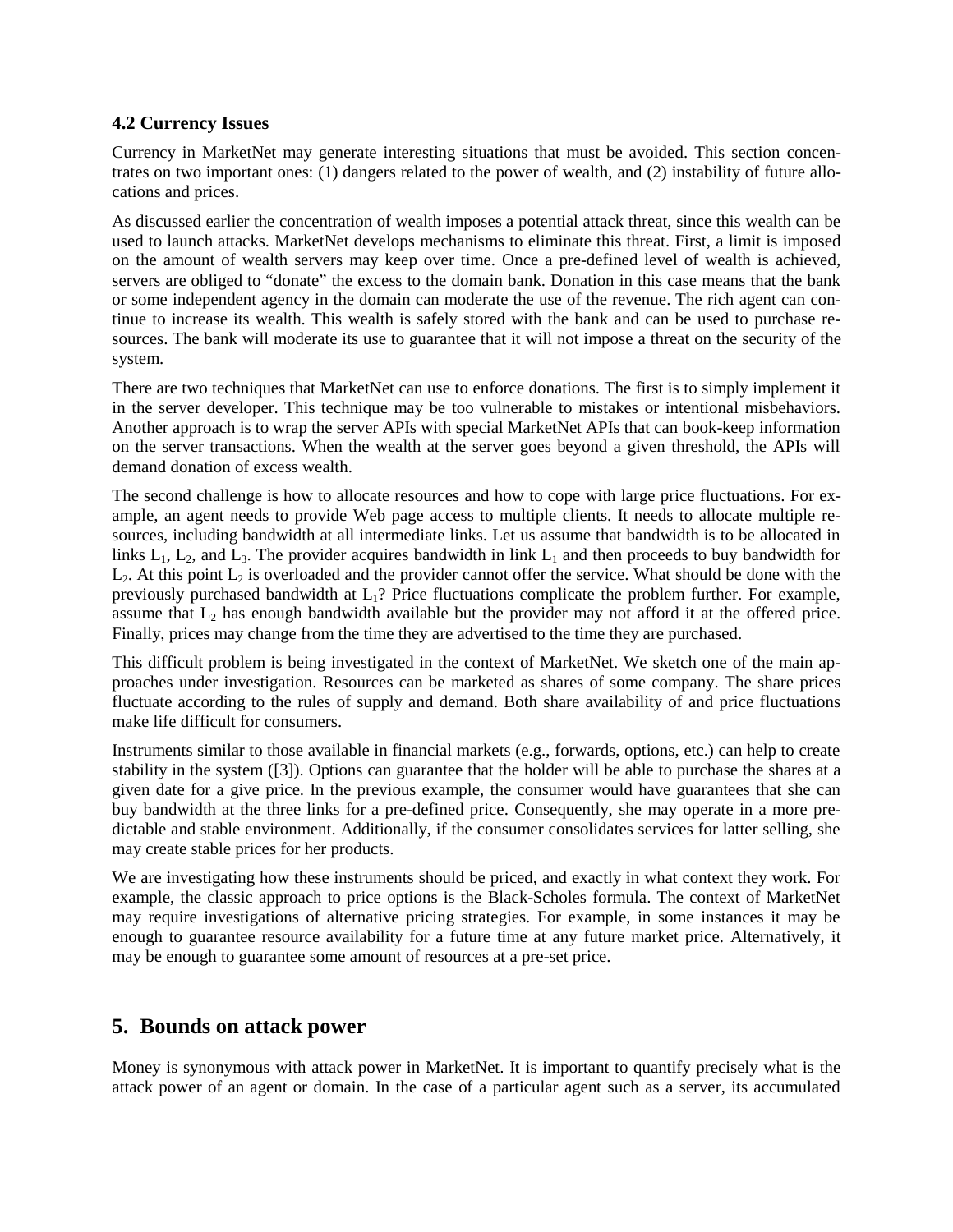### 4.2 Currency Issues

Currency in MarketNet may generate interesting situations that must be avoided. This section concentrates on two important ones: (1) dangers related to the power of wealth, and (2) instability of future allocations and prices.

As discussed earlier the concentration of wealth imposes a potential attack threat, since this wealth can be used to launch attacks. MarketNet develops mechanisms to eliminate this threat. First, a limit is imposed on the amount of wealth servers may keep over time. Once a pre-defined level of wealth is achieved, servers are obliged to "donate" the excess to the domain bank. Donation in this case means that the bank or some independent agency in the domain can moderate the use of the revenue. The rich agent can continue to increase its wealth. This wealth is safely stored with the bank and can be used to purchase resources. The bank will moderate its use to guarantee that it will not impose a threat on the security of the system.

There are two techniques that MarketNet can use to enforce donations. The first is to simply implement it in the server developer. This technique may be too vulnerable to mistakes or intentional misbehaviors. Another approach is to wrap the server APIs with special MarketNet APIs that can book-keep information on the server transactions. When the wealth at the server goes beyond a given threshold, the APIs will demand donation of excess wealth.

The second challenge is how to allocate resources and how to cope with large price fluctuations. For example, an agent needs to provide Web page access to multiple clients. It needs to allocate multiple resources, including bandwidth at all intermediate links. Let us assume that bandwidth is to be allocated in links $L_1$, $L_2$, and $L_3$. The provider acquires bandwidth in link $L_1$ and then proceeds to buy bandwidth for $L_2$. At this point $L_2$ is overloaded and the provider cannot offer the service. What should be done with the previously purchased bandwidth at $L_1$? Price fluctuations complicate the problem further. For example, assume that $L_2$ has enough bandwidth available but the provider may not afford it at the offered price. Finally, prices may change from the time they are advertised to the time they are purchased.

This difficult problem is being investigated in the context of MarketNet. We sketch one of the main approaches under investigation. Resources can be marketed as shares of some company. The share prices fluctuate according to the rules of supply and demand. Both share availability of and price fluctuations make life difficult for consumers.

Instruments similar to those available in financial markets (e.g., forwards, options, etc.) can help to create stability in the system ([3]). Options can guarantee that the holder will be able to purchase the shares at a given date for a give price. In the previous example, the consumer would have guarantees that she can buy bandwidth at the three links for a pre-defined price. Consequently, she may operate in a more predictable and stable environment. Additionally, if the consumer consolidates services for latter selling, she may create stable prices for her products.

We are investigating how these instruments should be priced, and exactly in what context they work. For example, the classic approach to price options is the Black-Scholes formula. The context of MarketNet may require investigations of alternative pricing strategies. For example, in some instances it may be enough to guarantee resource availability for a future time at any future market price. Alternatively, it may be enough to guarantee some amount of resources at a pre-set price.

## 5. Bounds on attack power

Money is synonymous with attack power in MarketNet. It is important to quantify precisely what is the attack power of an agent or domain. In the case of a particular agent such as a server, its accumulated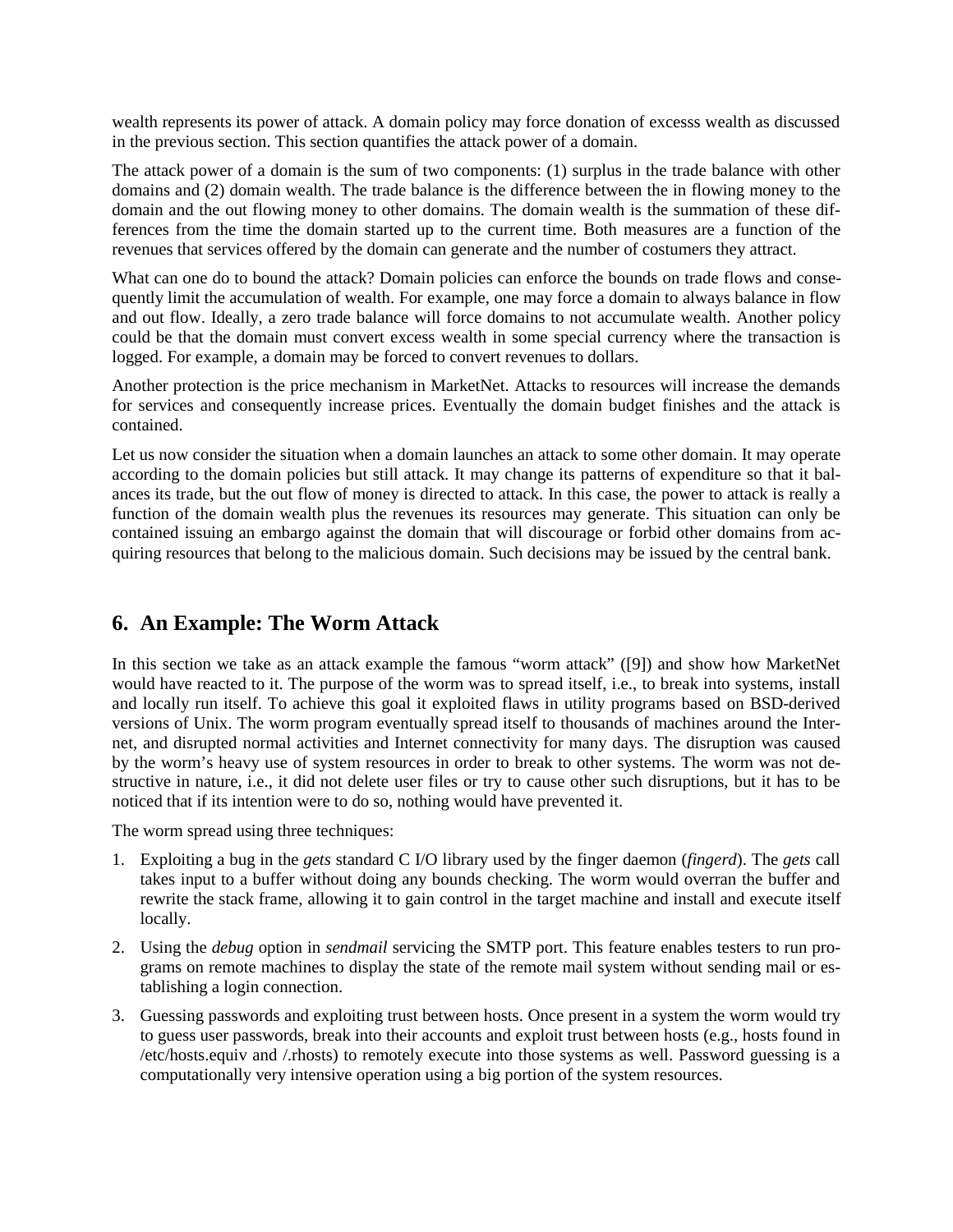wealth represents its power of attack. A domain policy may force donation of excesss wealth as discussed in the previous section. This section quantifies the attack power of a domain.

The attack power of a domain is the sum of two components: (1) surplus in the trade balance with other domains and (2) domain wealth. The trade balance is the difference between the in flowing money to the domain and the out flowing money to other domains. The domain wealth is the summation of these differences from the time the domain started up to the current time. Both measures are a function of the revenues that services offered by the domain can generate and the number of costumers they attract.

What can one do to bound the attack? Domain policies can enforce the bounds on trade flows and consequently limit the accumulation of wealth. For example, one may force a domain to always balance in flow and out flow. Ideally, a zero trade balance will force domains to not accumulate wealth. Another policy could be that the domain must convert excess wealth in some special currency where the transaction is logged. For example, a domain may be forced to convert revenues to dollars.

Another protection is the price mechanism in MarketNet. Attacks to resources will increase the demands for services and consequently increase prices. Eventually the domain budget finishes and the attack is contained.

Let us now consider the situation when a domain launches an attack to some other domain. It may operate according to the domain policies but still attack. It may change its patterns of expenditure so that it balances its trade, but the out flow of money is directed to attack. In this case, the power to attack is really a function of the domain wealth plus the revenues its resources may generate. This situation can only be contained issuing an embargo against the domain that will discourage or forbid other domains from acquiring resources that belong to the malicious domain. Such decisions may be issued by the central bank.

## 6. An Example: The Worm Attack

In this section we take as an attack example the famous “worm attack” ([9]) and show how MarketNet would have reacted to it. The purpose of the worm was to spread itself, i.e., to break into systems, install and locally run itself. To achieve this goal it exploited flaws in utility programs based on BSD-derived versions of Unix. The worm program eventually spread itself to thousands of machines around the Internet, and disrupted normal activities and Internet connectivity for many days. The disruption was caused by the worm’s heavy use of system resources in order to break to other systems. The worm was not destructive in nature, i.e., it did not delete user files or try to cause other such disruptions, but it has to be noticed that if its intention were to do so, nothing would have prevented it.

The worm spread using three techniques:

1. Exploiting a bug in the *gets* standard C I/O library used by the finger daemon (*fingerd*). The *gets* call takes input to a buffer without doing any bounds checking. The worm would overran the buffer and rewrite the stack frame, allowing it to gain control in the target machine and install and execute itself locally.
2. Using the *debug* option in *sendmail* servicing the SMTP port. This feature enables testers to run programs on remote machines to display the state of the remote mail system without sending mail or establishing a login connection.
3. Guessing passwords and exploiting trust between hosts. Once present in a system the worm would try to guess user passwords, break into their accounts and exploit trust between hosts (e.g., hosts found in /etc/hosts.equiv and /.rhosts) to remotely execute into those systems as well. Password guessing is a computationally very intensive operation using a big portion of the system resources.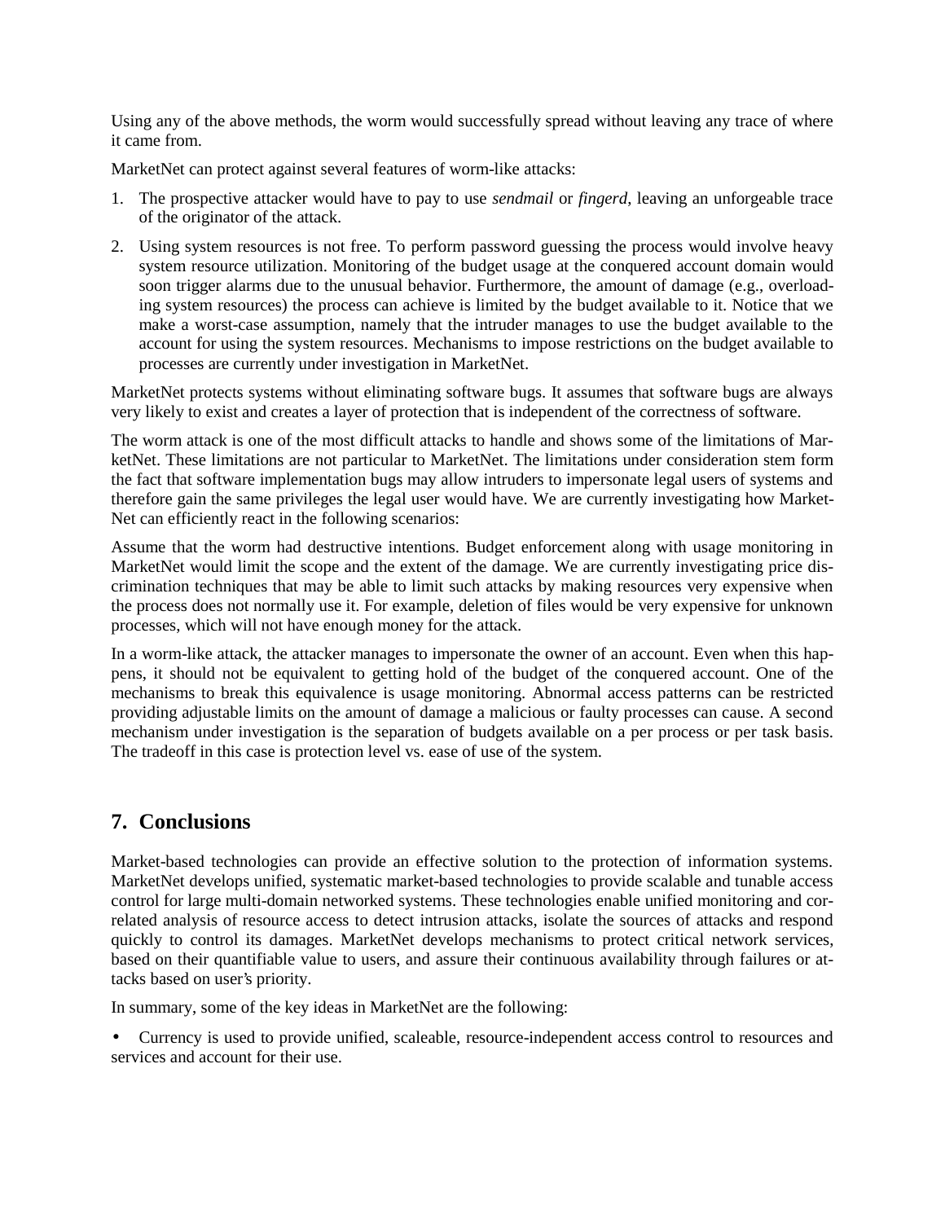Using any of the above methods, the worm would successfully spread without leaving any trace of where it came from.

MarketNet can protect against several features of worm-like attacks:

1. The prospective attacker would have to pay to use *sendmail* or *fingerd*, leaving an unforgeable trace of the originator of the attack.
2. Using system resources is not free. To perform password guessing the process would involve heavy system resource utilization. Monitoring of the budget usage at the conquered account domain would soon trigger alarms due to the unusual behavior. Furthermore, the amount of damage (e.g., overloading system resources) the process can achieve is limited by the budget available to it. Notice that we make a worst-case assumption, namely that the intruder manages to use the budget available to the account for using the system resources. Mechanisms to impose restrictions on the budget available to processes are currently under investigation in MarketNet.

MarketNet protects systems without eliminating software bugs. It assumes that software bugs are always very likely to exist and creates a layer of protection that is independent of the correctness of software.

The worm attack is one of the most difficult attacks to handle and shows some of the limitations of MarketNet. These limitations are not particular to MarketNet. The limitations under consideration stem form the fact that software implementation bugs may allow intruders to impersonate legal users of systems and therefore gain the same privileges the legal user would have. We are currently investigating how MarketNet can efficiently react in the following scenarios:

Assume that the worm had destructive intentions. Budget enforcement along with usage monitoring in MarketNet would limit the scope and the extent of the damage. We are currently investigating price discrimination techniques that may be able to limit such attacks by making resources very expensive when the process does not normally use it. For example, deletion of files would be very expensive for unknown processes, which will not have enough money for the attack.

In a worm-like attack, the attacker manages to impersonate the owner of an account. Even when this happens, it should not be equivalent to getting hold of the budget of the conquered account. One of the mechanisms to break this equivalence is usage monitoring. Abnormal access patterns can be restricted providing adjustable limits on the amount of damage a malicious or faulty processes can cause. A second mechanism under investigation is the separation of budgets available on a per process or per task basis. The tradeoff in this case is protection level vs. ease of use of the system.

## 7. Conclusions

Market-based technologies can provide an effective solution to the protection of information systems. MarketNet develops unified, systematic market-based technologies to provide scalable and tunable access control for large multi-domain networked systems. These technologies enable unified monitoring and correlated analysis of resource access to detect intrusion attacks, isolate the sources of attacks and respond quickly to control its damages. MarketNet develops mechanisms to protect critical network services, based on their quantifiable value to users, and assure their continuous availability through failures or attacks based on user's priority.

In summary, some of the key ideas in MarketNet are the following:

- Currency is used to provide unified, scaleable, resource-independent access control to resources and services and account for their use.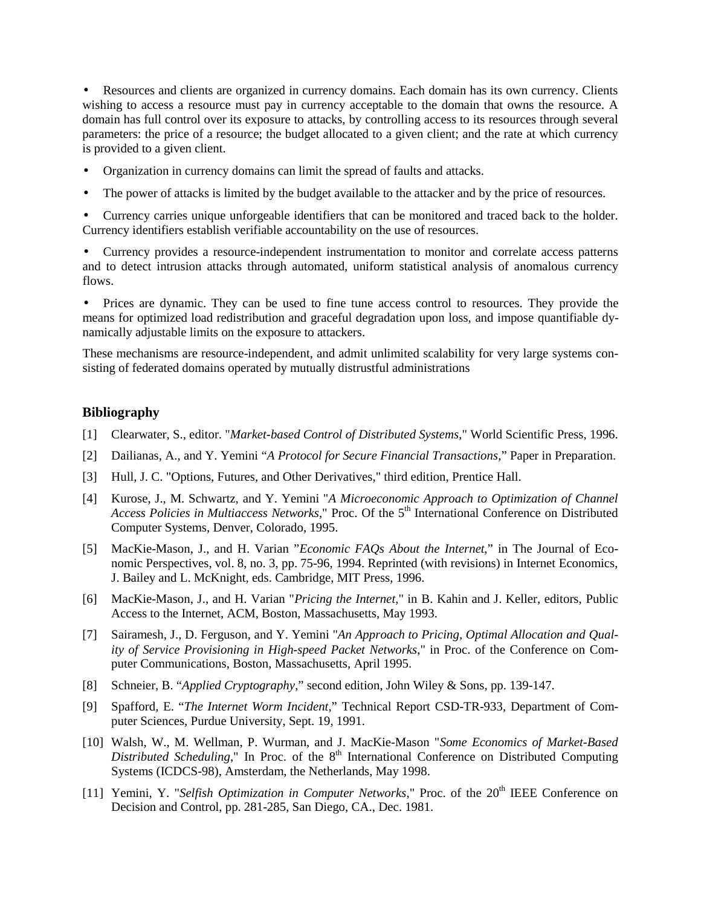- Resources and clients are organized in currency domains. Each domain has its own currency. Clients wishing to access a resource must pay in currency acceptable to the domain that owns the resource. A domain has full control over its exposure to attacks, by controlling access to its resources through several parameters: the price of a resource; the budget allocated to a given client; and the rate at which currency is provided to a given client.
- Organization in currency domains can limit the spread of faults and attacks.
- The power of attacks is limited by the budget available to the attacker and by the price of resources.
- Currency carries unique unforgeable identifiers that can be monitored and traced back to the holder. Currency identifiers establish verifiable accountability on the use of resources.
- Currency provides a resource-independent instrumentation to monitor and correlate access patterns and to detect intrusion attacks through automated, uniform statistical analysis of anomalous currency flows.
- Prices are dynamic. They can be used to fine tune access control to resources. They provide the means for optimized load redistribution and graceful degradation upon loss, and impose quantifiable dynamically adjustable limits on the exposure to attackers.

These mechanisms are resource-independent, and admit unlimited scalability for very large systems consisting of federated domains operated by mutually distrustful administrations

## Bibliography

[1] Clearwater, S., editor. "*Market-based Control of Distributed Systems*," World Scientific Press, 1996.

[2] Dailianas, A., and Y. Yemini "*A Protocol for Secure Financial Transactions*," Paper in Preparation.

[3] Hull, J. C. "Options, Futures, and Other Derivatives," third edition, Prentice Hall.

[4] Kurose, J., M. Schwartz, and Y. Yemini "*A Microeconomic Approach to Optimization of Channel Access Policies in Multiaccess Networks*," Proc. Of the 5th International Conference on Distributed Computer Systems, Denver, Colorado, 1995.

[5] MacKie-Mason, J., and H. Varian "*Economic FAQs About the Internet*," in The Journal of Economic Perspectives, vol. 8, no. 3, pp. 75-96, 1994. Reprinted (with revisions) in Internet Economics, J. Bailey and L. McKnight, eds. Cambridge, MIT Press, 1996.

[6] MacKie-Mason, J., and H. Varian "*Pricing the Internet*," in B. Kahin and J. Keller, editors, Public Access to the Internet, ACM, Boston, Massachusetts, May 1993.

[7] Sairamesh, J., D. Ferguson, and Y. Yemini "*An Approach to Pricing, Optimal Allocation and Quality of Service Provisioning in High-speed Packet Networks*," in Proc. of the Conference on Computer Communications, Boston, Massachusetts, April 1995.

[8] Schneier, B. "*Applied Cryptography*," second edition, John Wiley & Sons, pp. 139-147.

[9] Spafford, E. "*The Internet Worm Incident*," Technical Report CSD-TR-933, Department of Computer Sciences, Purdue University, Sept. 19, 1991.

[10] Walsh, W., M. Wellman, P. Wurman, and J. MacKie-Mason "*Some Economics of Market-Based Distributed Scheduling*," In Proc. of the 8th International Conference on Distributed Computing Systems (ICDCS-98), Amsterdam, the Netherlands, May 1998.

[11] Yemini, Y. "*Selfish Optimization in Computer Networks*," Proc. of the 20th IEEE Conference on Decision and Control, pp. 281-285, San Diego, CA., Dec. 1981.